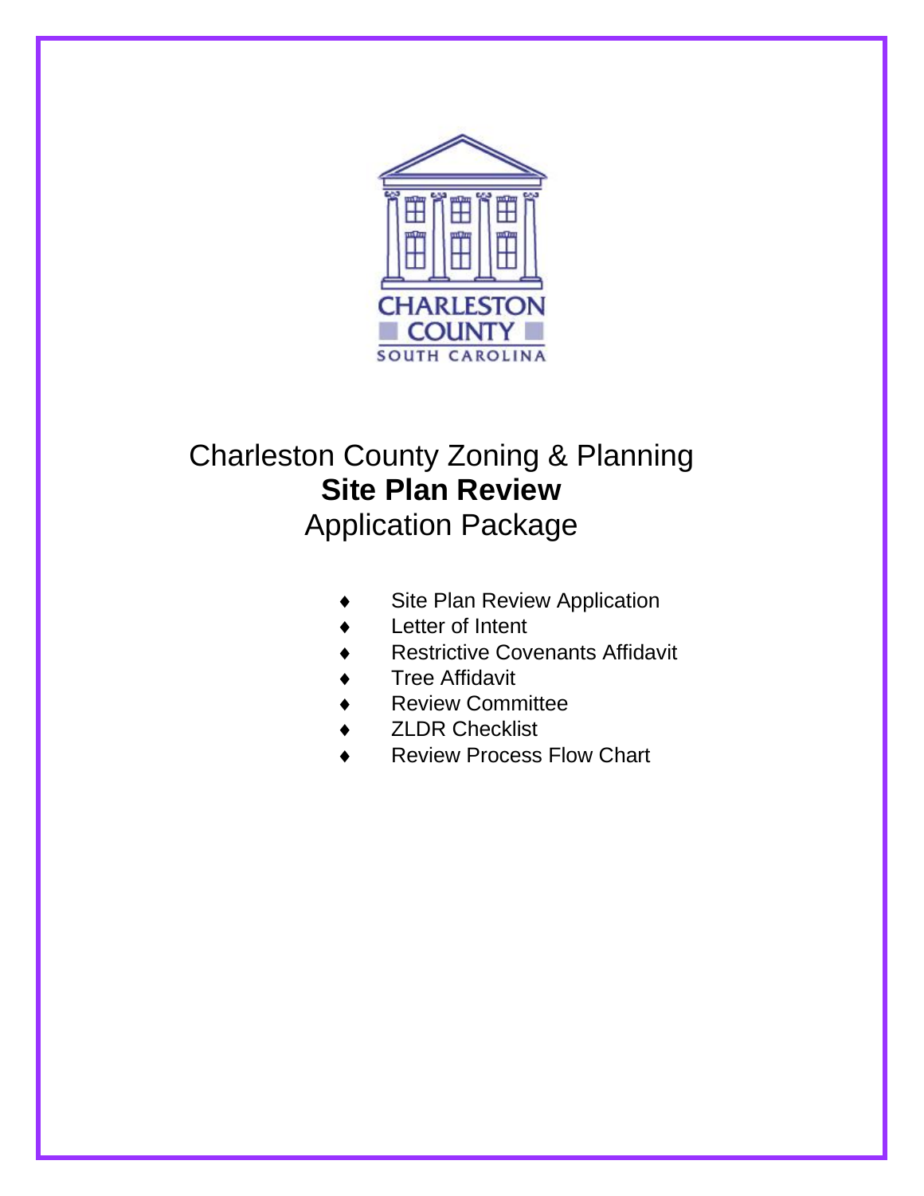CHARLESTON COUNTY
SOUTH CAROLINA

# Charleston County Zoning & Planning
# **Site Plan Review**
# Application Package

- Site Plan Review Application
- Letter of Intent
- Restrictive Covenants Affidavit
- Tree Affidavit
- Review Committee
- ZLDR Checklist
- Review Process Flow Chart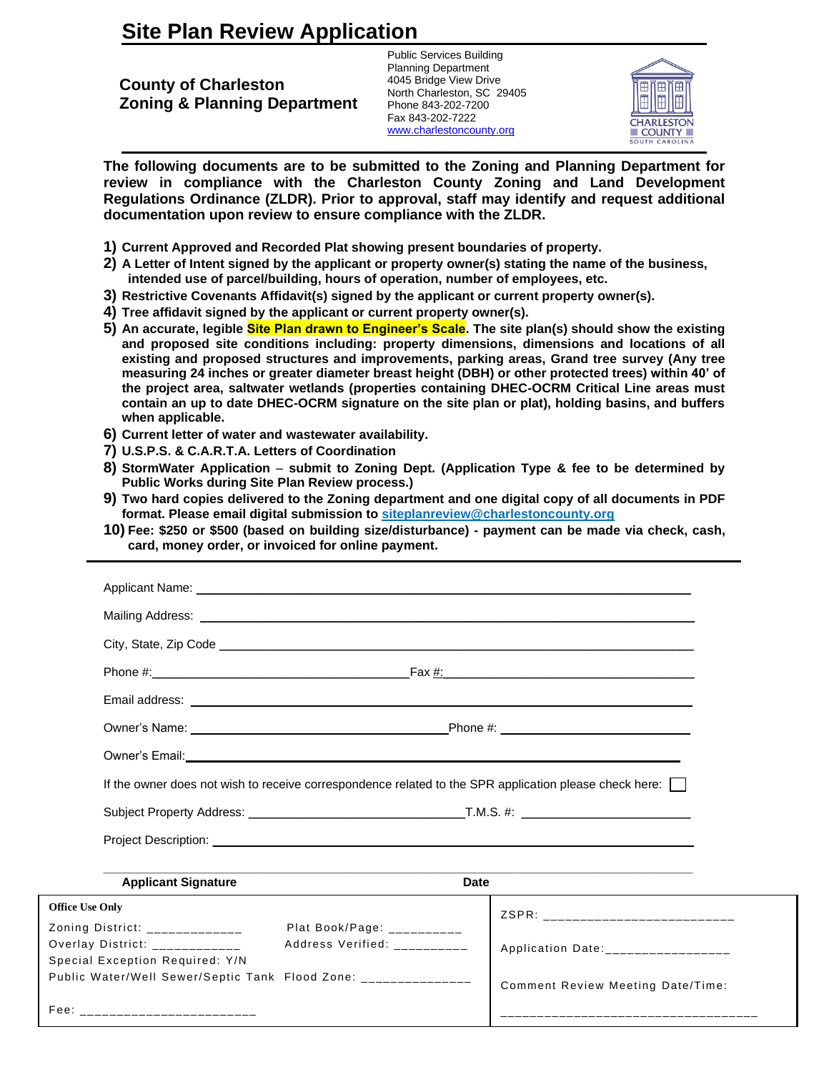# Site Plan Review Application

**County of Charleston**
**Zoning & Planning Department**

Public Services Building
Planning Department
4045 Bridge View Drive
North Charleston, SC 29405
Phone 843-202-7200
Fax 843-202-7222
www.charlestoncounty.org

CHARLESTON COUNTY
SOUTH CAROLINA

**The following documents are to be submitted to the Zoning and Planning Department for review in compliance with the Charleston County Zoning and Land Development Regulations Ordinance (ZLDR). Prior to approval, staff may identify and request additional documentation upon review to ensure compliance with the ZLDR.**

1) **Current Approved and Recorded Plat showing present boundaries of property.**
2) **A Letter of Intent signed by the applicant or property owner(s) stating the name of the business, intended use of parcel/building, hours of operation, number of employees, etc.**
3) **Restrictive Covenants Affidavit(s) signed by the applicant or current property owner(s).**
4) **Tree affidavit signed by the applicant or current property owner(s).**
5) **An accurate, legible Site Plan drawn to Engineer's Scale. The site plan(s) should show the existing and proposed site conditions including: property dimensions, dimensions and locations of all existing and proposed structures and improvements, parking areas, Grand tree survey (Any tree measuring 24 inches or greater diameter breast height (DBH) or other protected trees) within 40' of the project area, saltwater wetlands (properties containing DHEC-OCRM Critical Line areas must contain an up to date DHEC-OCRM signature on the site plan or plat), holding basins, and buffers when applicable.**
6) **Current letter of water and wastewater availability.**
7) **U.S.P.S. & C.A.R.T.A. Letters of Coordination**
8) **StormWater Application – submit to Zoning Dept. (Application Type & fee to be determined by Public Works during Site Plan Review process.)**
9) **Two hard copies delivered to the Zoning department and one digital copy of all documents in PDF format. Please email digital submission to siteplanreview@charlestoncounty.org**
10) **Fee: $250 or $500 (based on building size/disturbance) - payment can be made via check, cash, card, money order, or invoiced for online payment.**

---

Applicant Name: ____________________________________________

Mailing Address: ____________________________________________

City, State, Zip Code ____________________________________________

Phone #: ______________________ Fax #: ______________________

Email address: ____________________________________________

Owner's Name: ______________________ Phone #: ______________________

Owner's Email: ____________________________________________

If the owner does not wish to receive correspondence related to the SPR application please check here: ☐

Subject Property Address: ______________________ T.M.S. #: ______________________

Project Description: ____________________________________________

______________________________________________________________

**Applicant Signature** **Date**

| **Office Use Only** | |
|---|---|
| Zoning District: _____________ Plat Book/Page: __________ | ZSPR: _________________________ |
| Overlay District: ____________ Address Verified: __________ | Application Date: ________________ |
| Special Exception Required: Y/N | |
| Public Water/Well Sewer/Septic Tank Flood Zone: ______________ | Comment Review Meeting Date/Time: |
| Fee: _______________________ | __________________________________ |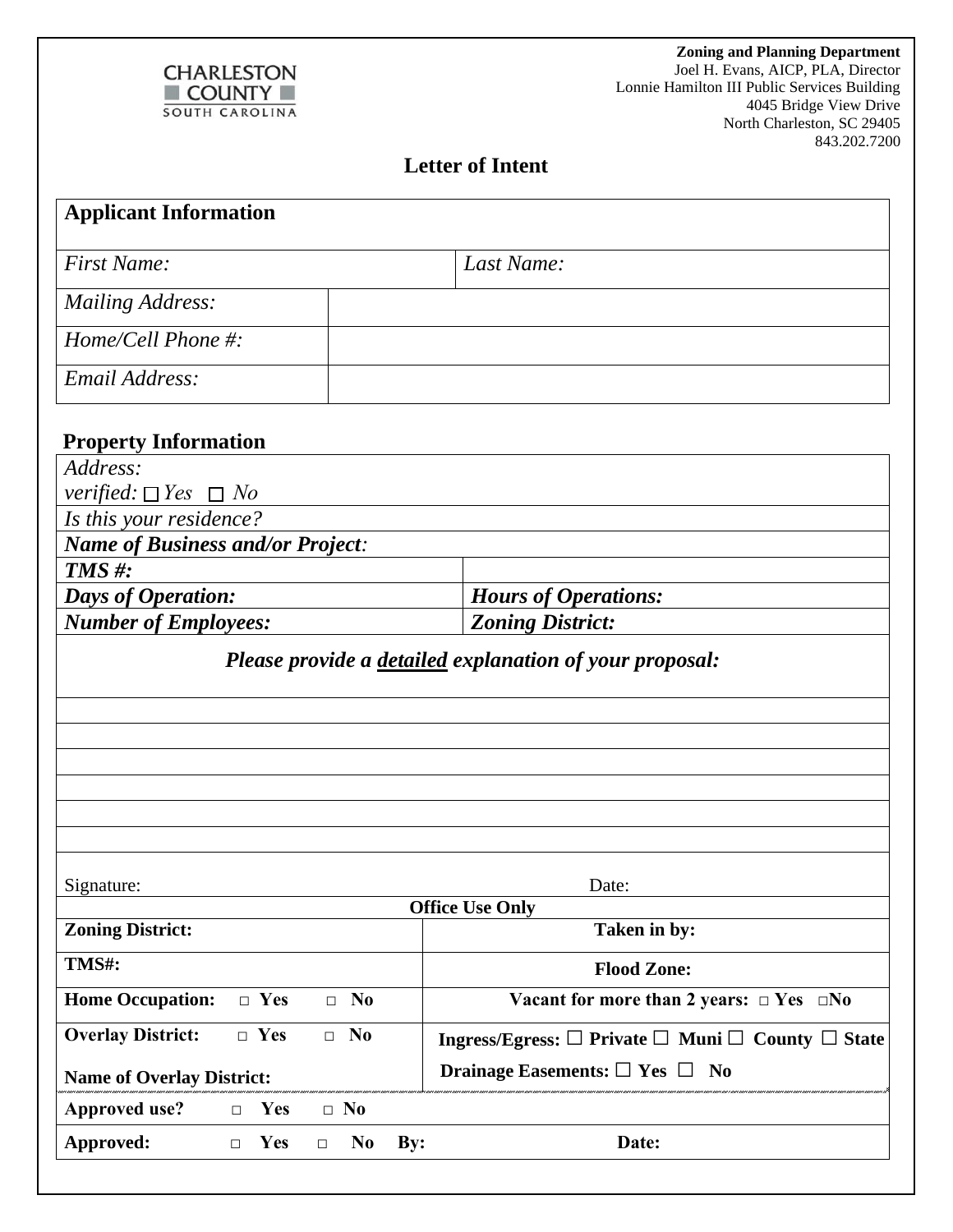CHARLESTON COUNTY SOUTH CAROLINA

**Zoning and Planning Department**
Joel H. Evans, AICP, PLA, Director
Lonnie Hamilton III Public Services Building
4045 Bridge View Drive
North Charleston, SC 29405
843.202.7200

# Letter of Intent

| **Applicant Information** | | |
|---|---|---|
| *First Name:* | | *Last Name:* |
| *Mailing Address:* | | |
| *Home/Cell Phone #:* | | |
| *Email Address:* | | |

## Property Information

| | |
|---|---|
| *Address:* <br> *verified:* ☐ *Yes* ☐ *No* | |
| *Is this your residence?* | |
| ***Name of Business and/or Project:*** | |
| ***TMS #:*** | |
| ***Days of Operation:*** | ***Hours of Operations:*** |
| ***Number of Employees:*** | ***Zoning District:*** |

***Please provide a detailed explanation of your proposal:***

|
|---|
| |
| |
| |
| |
| |
| |

Signature: Date:

| **Office Use Only** | |
|---|---|
| **Zoning District:** | **Taken in by:** |
| **TMS#:** | **Flood Zone:** |
| **Home Occupation:** □ **Yes** □ **No** | **Vacant for more than 2 years:** □ **Yes** □**No** |
| **Overlay District:** □ **Yes** □ **No** <br> **Name of Overlay District:** | **Ingress/Egress:** ☐ **Private** ☐ **Muni** ☐ **County** ☐ **State** <br> **Drainage Easements:** ☐ **Yes** ☐ **No** |
| **Approved use?** □ **Yes** □ **No** | |
| **Approved:** □ **Yes** □ **No** **By:** | **Date:** |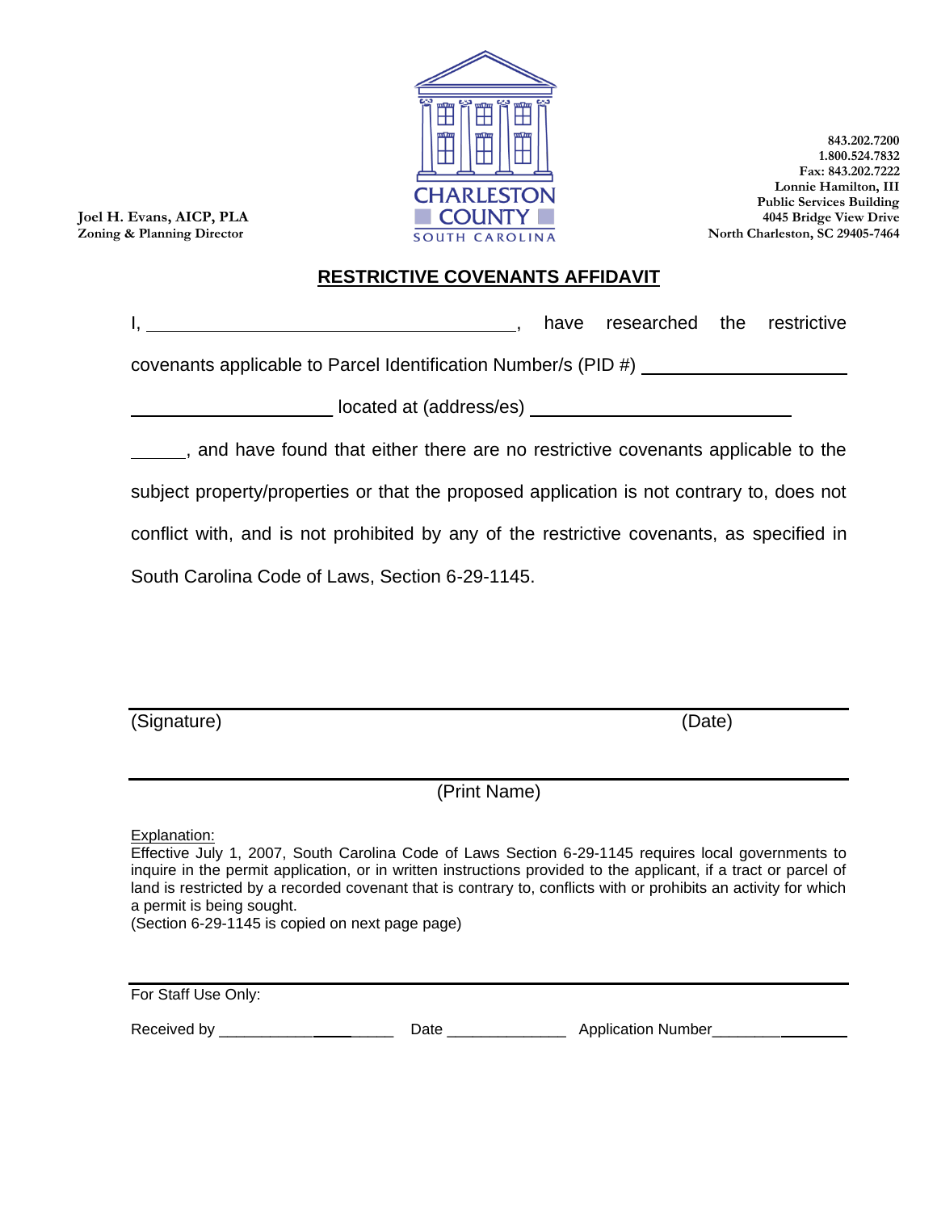Joel H. Evans, AICP, PLA
Zoning & Planning Director

CHARLESTON COUNTY
SOUTH CAROLINA

843.202.7200
1.800.524.7832
Fax: 843.202.7222
Lonnie Hamilton, III
Public Services Building
4045 Bridge View Drive
North Charleston, SC 29405-7464

# RESTRICTIVE COVENANTS AFFIDAVIT

I, ______________________________________, have researched the restrictive covenants applicable to Parcel Identification Number/s (PID #) ____________________ ____________________ located at (address/es) __________________________ ______, and have found that either there are no restrictive covenants applicable to the subject property/properties or that the proposed application is not contrary to, does not conflict with, and is not prohibited by any of the restrictive covenants, as specified in South Carolina Code of Laws, Section 6-29-1145.

______________________________________________________________________
(Signature) (Date)

______________________________________________________________________
(Print Name)

Explanation:
Effective July 1, 2007, South Carolina Code of Laws Section 6-29-1145 requires local governments to inquire in the permit application, or in written instructions provided to the applicant, if a tract or parcel of land is restricted by a recorded covenant that is contrary to, conflicts with or prohibits an activity for which a permit is being sought.
(Section 6-29-1145 is copied on next page page)

For Staff Use Only:

Received by ____________________ Date ______________ Application Number________________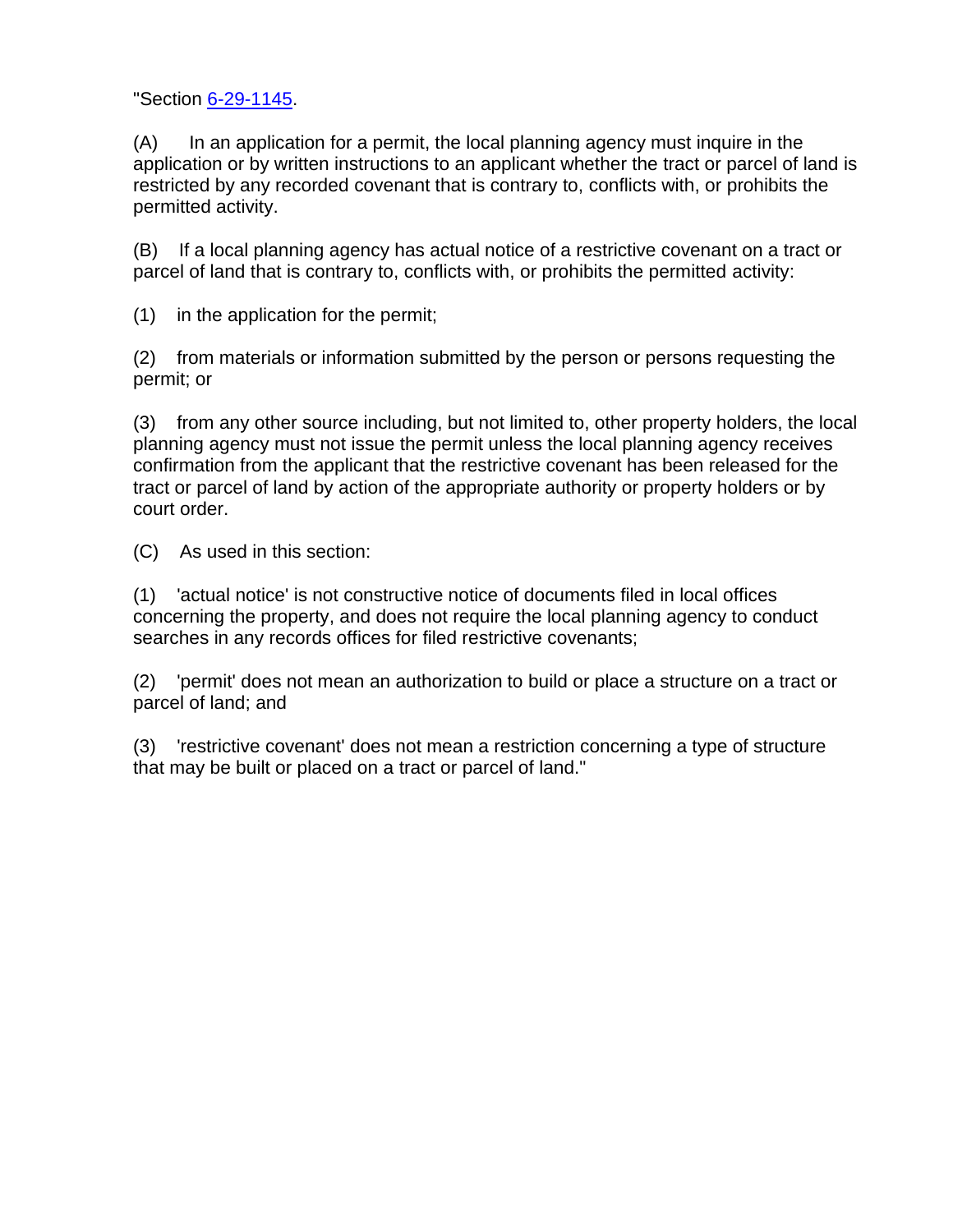"Section [6-29-1145](#).

(A) In an application for a permit, the local planning agency must inquire in the application or by written instructions to an applicant whether the tract or parcel of land is restricted by any recorded covenant that is contrary to, conflicts with, or prohibits the permitted activity.

(B) If a local planning agency has actual notice of a restrictive covenant on a tract or parcel of land that is contrary to, conflicts with, or prohibits the permitted activity:

(1) in the application for the permit;

(2) from materials or information submitted by the person or persons requesting the permit; or

(3) from any other source including, but not limited to, other property holders, the local planning agency must not issue the permit unless the local planning agency receives confirmation from the applicant that the restrictive covenant has been released for the tract or parcel of land by action of the appropriate authority or property holders or by court order.

(C) As used in this section:

(1) 'actual notice' is not constructive notice of documents filed in local offices concerning the property, and does not require the local planning agency to conduct searches in any records offices for filed restrictive covenants;

(2) 'permit' does not mean an authorization to build or place a structure on a tract or parcel of land; and

(3) 'restrictive covenant' does not mean a restriction concerning a type of structure that may be built or placed on a tract or parcel of land."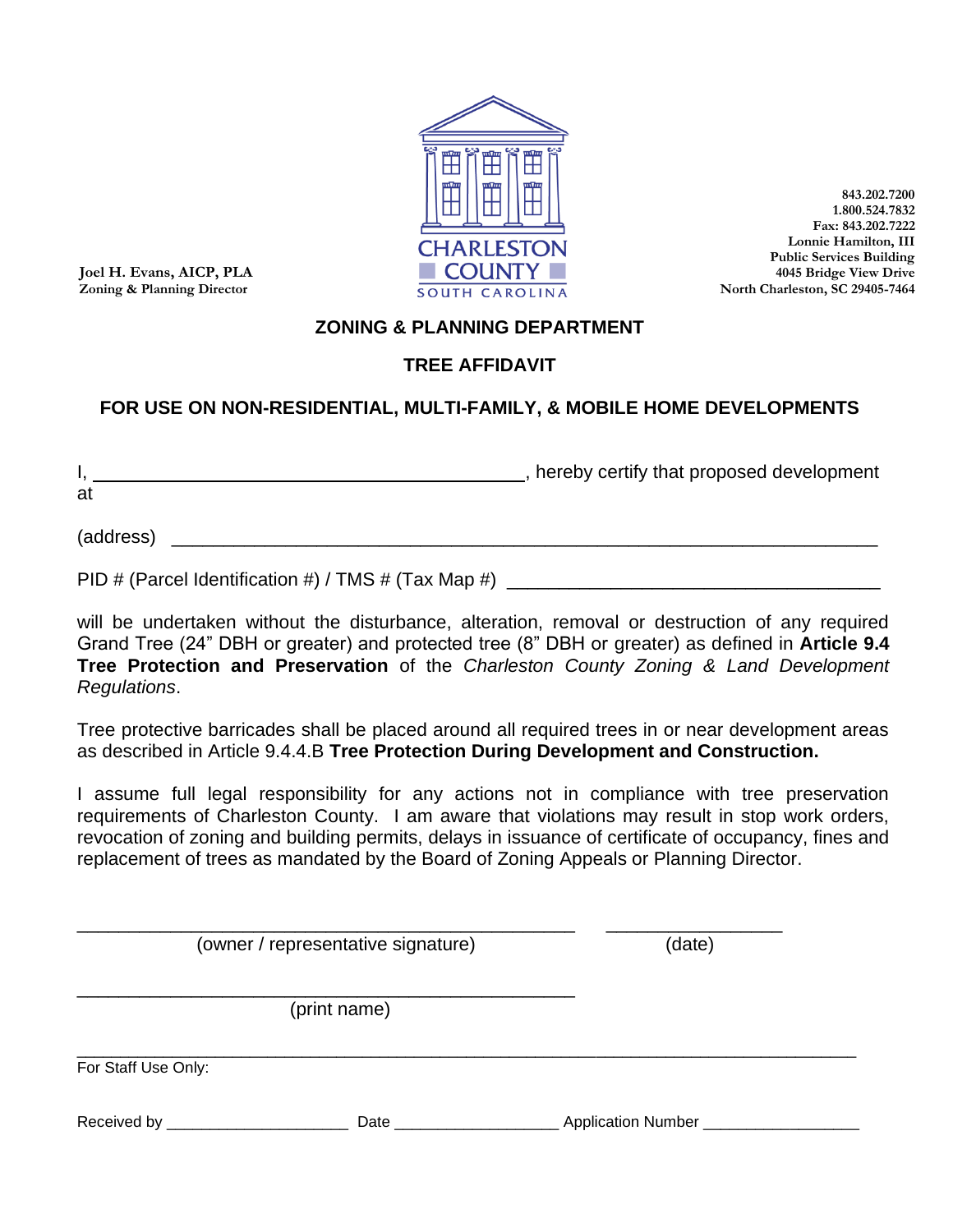Joel H. Evans, AICP, PLA
Zoning & Planning Director

CHARLESTON COUNTY
SOUTH CAROLINA

843.202.7200
1.800.524.7832
Fax: 843.202.7222
Lonnie Hamilton, III
Public Services Building
4045 Bridge View Drive
North Charleston, SC 29405-7464

## ZONING & PLANNING DEPARTMENT

## TREE AFFIDAVIT

## FOR USE ON NON-RESIDENTIAL, MULTI-FAMILY, & MOBILE HOME DEVELOPMENTS

I, ________________________________________, hereby certify that proposed development at

(address) ______________________________________________________________________

PID # (Parcel Identification #) / TMS # (Tax Map #) ________________________________

will be undertaken without the disturbance, alteration, removal or destruction of any required Grand Tree (24" DBH or greater) and protected tree (8" DBH or greater) as defined in **Article 9.4 Tree Protection and Preservation** of the *Charleston County Zoning & Land Development Regulations*.

Tree protective barricades shall be placed around all required trees in or near development areas as described in Article 9.4.4.B **Tree Protection During Development and Construction.**

I assume full legal responsibility for any actions not in compliance with tree preservation requirements of Charleston County. I am aware that violations may result in stop work orders, revocation of zoning and building permits, delays in issuance of certificate of occupancy, fines and replacement of trees as mandated by the Board of Zoning Appeals or Planning Director.

______________________________________________ ________________
(owner / representative signature) (date)

______________________________________________
(print name)

For Staff Use Only:

Received by ____________________ Date __________________ Application Number _________________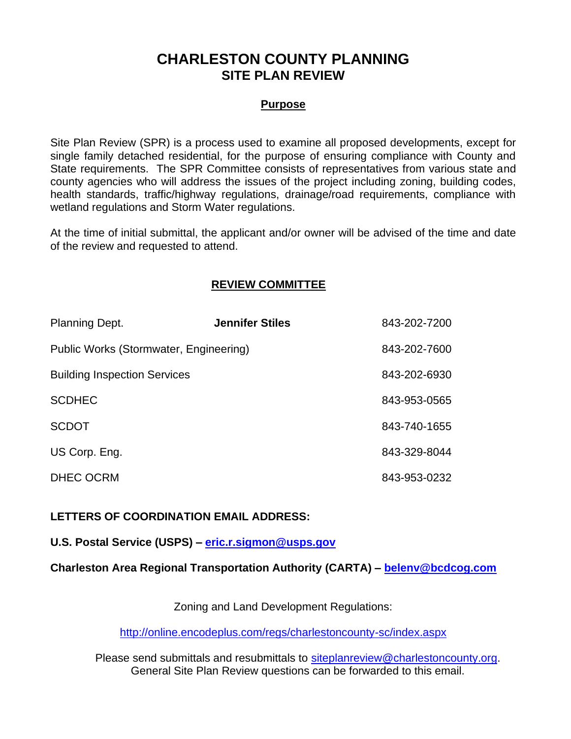# CHARLESTON COUNTY PLANNING
## SITE PLAN REVIEW

### Purpose

Site Plan Review (SPR) is a process used to examine all proposed developments, except for single family detached residential, for the purpose of ensuring compliance with County and State requirements. The SPR Committee consists of representatives from various state and county agencies who will address the issues of the project including zoning, building codes, health standards, traffic/highway regulations, drainage/road requirements, compliance with wetland regulations and Storm Water regulations.

At the time of initial submittal, the applicant and/or owner will be advised of the time and date of the review and requested to attend.

### REVIEW COMMITTEE

| | | |
|---|---|---|
| Planning Dept. | **Jennifer Stiles** | 843-202-7200 |
| Public Works (Stormwater, Engineering) | | 843-202-7600 |
| Building Inspection Services | | 843-202-6930 |
| SCDHEC | | 843-953-0565 |
| SCDOT | | 843-740-1655 |
| US Corp. Eng. | | 843-329-8044 |
| DHEC OCRM | | 843-953-0232 |

**LETTERS OF COORDINATION EMAIL ADDRESS:**

**U.S. Postal Service (USPS) – eric.r.sigmon@usps.gov**

**Charleston Area Regional Transportation Authority (CARTA) – belenv@bcdcog.com**

Zoning and Land Development Regulations:

http://online.encodeplus.com/regs/charlestoncounty-sc/index.aspx

Please send submittals and resubmittals to siteplanreview@charlestoncounty.org. General Site Plan Review questions can be forwarded to this email.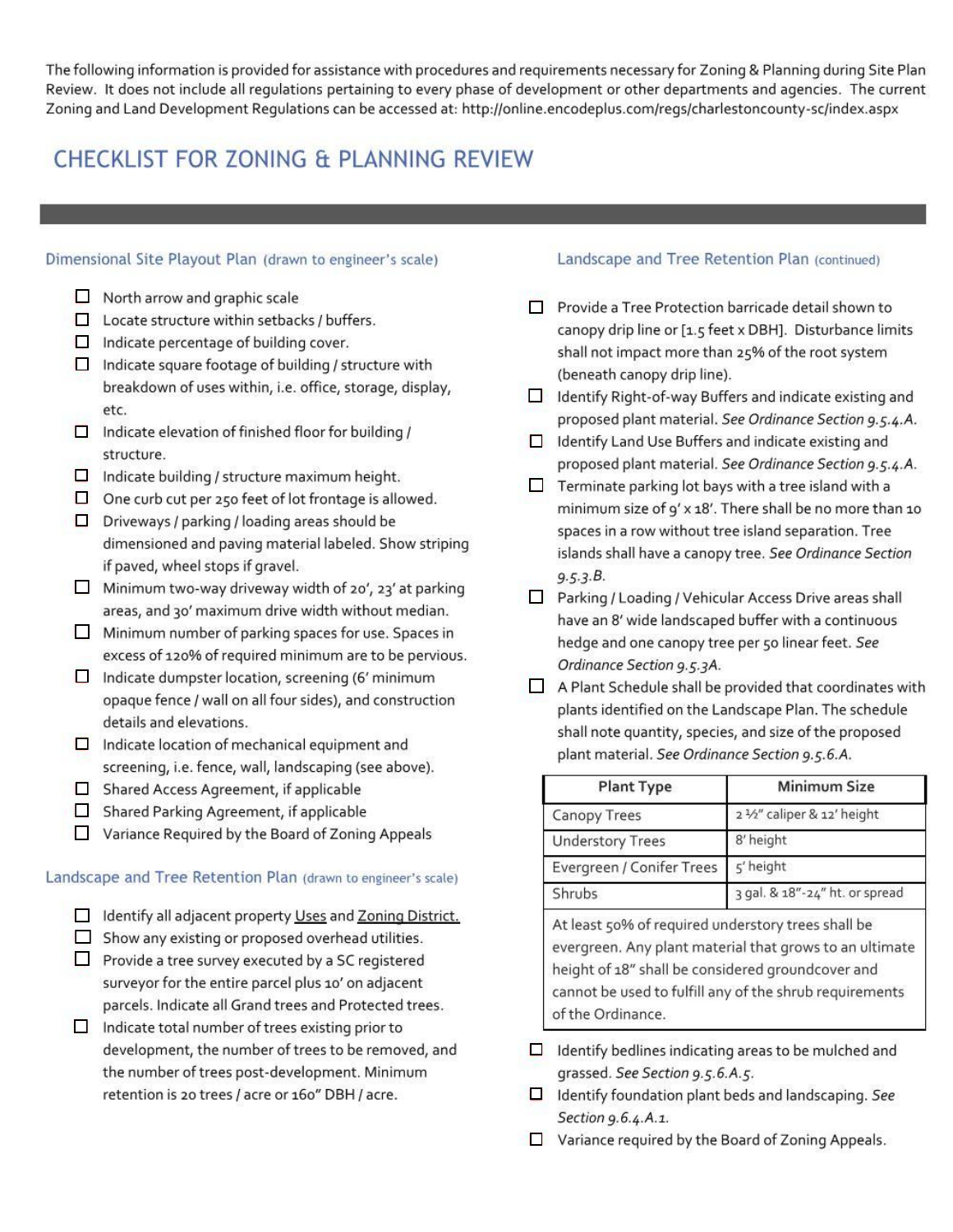The following information is provided for assistance with procedures and requirements necessary for Zoning & Planning during Site Plan Review. It does not include all regulations pertaining to every phase of development or other departments and agencies. The current Zoning and Land Development Regulations can be accessed at: http://online.encodeplus.com/regs/charlestoncounty-sc/index.aspx

# CHECKLIST FOR ZONING & PLANNING REVIEW

## Dimensional Site Playout Plan (drawn to engineer's scale)

- ☐ North arrow and graphic scale
- ☐ Locate structure within setbacks / buffers.
- ☐ Indicate percentage of building cover.
- ☐ Indicate square footage of building / structure with breakdown of uses within, i.e. office, storage, display, etc.
- ☐ Indicate elevation of finished floor for building / structure.
- ☐ Indicate building / structure maximum height.
- ☐ One curb cut per 250 feet of lot frontage is allowed.
- ☐ Driveways / parking / loading areas should be dimensioned and paving material labeled. Show striping if paved, wheel stops if gravel.
- ☐ Minimum two-way driveway width of 20', 23' at parking areas, and 30' maximum drive width without median.
- ☐ Minimum number of parking spaces for use. Spaces in excess of 120% of required minimum are to be pervious.
- ☐ Indicate dumpster location, screening (6' minimum opaque fence / wall on all four sides), and construction details and elevations.
- ☐ Indicate location of mechanical equipment and screening, i.e. fence, wall, landscaping (see above).
- ☐ Shared Access Agreement, if applicable
- ☐ Shared Parking Agreement, if applicable
- ☐ Variance Required by the Board of Zoning Appeals

## Landscape and Tree Retention Plan (drawn to engineer's scale)

- ☐ Identify all adjacent property Uses and Zoning District.
- ☐ Show any existing or proposed overhead utilities.
- ☐ Provide a tree survey executed by a SC registered surveyor for the entire parcel plus 10' on adjacent parcels. Indicate all Grand trees and Protected trees.
- ☐ Indicate total number of trees existing prior to development, the number of trees to be removed, and the number of trees post-development. Minimum retention is 20 trees / acre or 160" DBH / acre.

## Landscape and Tree Retention Plan (continued)

- ☐ Provide a Tree Protection barricade detail shown to canopy drip line or [1.5 feet x DBH]. Disturbance limits shall not impact more than 25% of the root system (beneath canopy drip line).
- ☐ Identify Right-of-way Buffers and indicate existing and proposed plant material. *See Ordinance Section 9.5.4.A.*
- ☐ Identify Land Use Buffers and indicate existing and proposed plant material. *See Ordinance Section 9.5.4.A.*
- ☐ Terminate parking lot bays with a tree island with a minimum size of 9' x 18'. There shall be no more than 10 spaces in a row without tree island separation. Tree islands shall have a canopy tree. *See Ordinance Section 9.5.3.B.*
- ☐ Parking / Loading / Vehicular Access Drive areas shall have an 8' wide landscaped buffer with a continuous hedge and one canopy tree per 50 linear feet. *See Ordinance Section 9.5.3A.*
- ☐ A Plant Schedule shall be provided that coordinates with plants identified on the Landscape Plan. The schedule shall note quantity, species, and size of the proposed plant material. *See Ordinance Section 9.5.6.A.*

| Plant Type | Minimum Size |
|---|---|
| Canopy Trees | 2 ½" caliper & 12' height |
| Understory Trees | 8' height |
| Evergreen / Conifer Trees | 5' height |
| Shrubs | 3 gal. & 18"-24" ht. or spread |
| At least 50% of required understory trees shall be evergreen. Any plant material that grows to an ultimate height of 18" shall be considered groundcover and cannot be used to fulfill any of the shrub requirements of the Ordinance. | |

- ☐ Identify bedlines indicating areas to be mulched and grassed. *See Section 9.5.6.A.5.*
- ☐ Identify foundation plant beds and landscaping. *See Section 9.6.4.A.1.*
- ☐ Variance required by the Board of Zoning Appeals.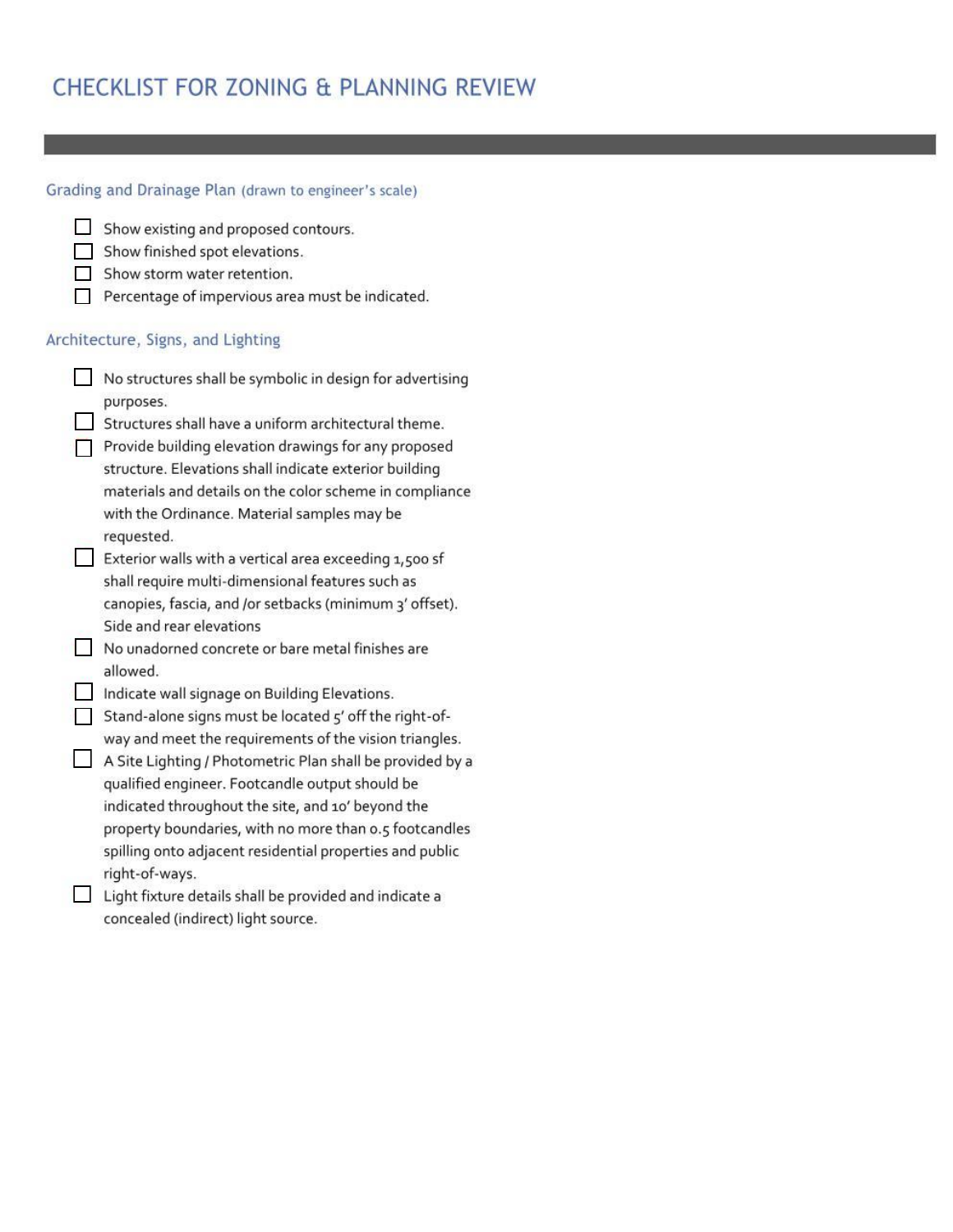# CHECKLIST FOR ZONING & PLANNING REVIEW

## Grading and Drainage Plan (drawn to engineer's scale)

- [ ] Show existing and proposed contours.
- [ ] Show finished spot elevations.
- [ ] Show storm water retention.
- [ ] Percentage of impervious area must be indicated.

## Architecture, Signs, and Lighting

- [ ] No structures shall be symbolic in design for advertising purposes.
- [ ] Structures shall have a uniform architectural theme.
- [ ] Provide building elevation drawings for any proposed structure. Elevations shall indicate exterior building materials and details on the color scheme in compliance with the Ordinance. Material samples may be requested.
- [ ] Exterior walls with a vertical area exceeding 1,500 sf shall require multi-dimensional features such as canopies, fascia, and /or setbacks (minimum 3' offset). Side and rear elevations
- [ ] No unadorned concrete or bare metal finishes are allowed.
- [ ] Indicate wall signage on Building Elevations.
- [ ] Stand-alone signs must be located 5' off the right-of-way and meet the requirements of the vision triangles.
- [ ] A Site Lighting / Photometric Plan shall be provided by a qualified engineer. Footcandle output should be indicated throughout the site, and 10' beyond the property boundaries, with no more than 0.5 footcandles spilling onto adjacent residential properties and public right-of-ways.
- [ ] Light fixture details shall be provided and indicate a concealed (indirect) light source.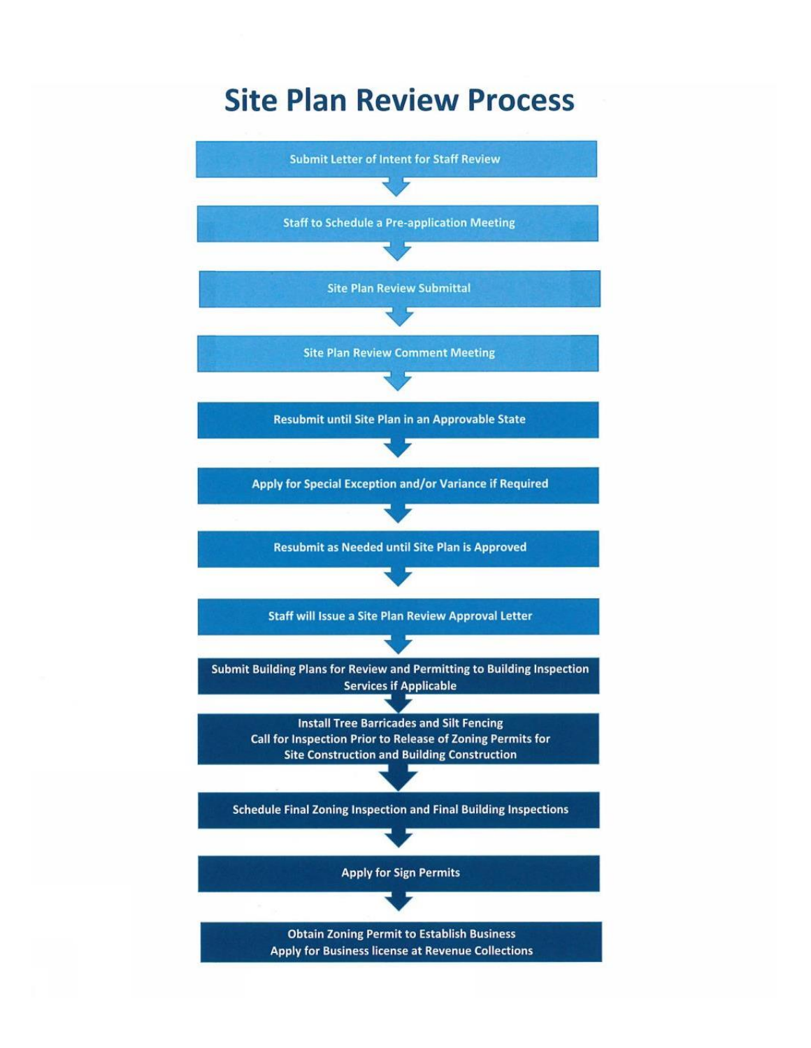# Site Plan Review Process

1. Submit Letter of Intent for Staff Review
2. Staff to Schedule a Pre-application Meeting
3. Site Plan Review Submittal
4. Site Plan Review Comment Meeting
5. Resubmit until Site Plan in an Approvable State
6. Apply for Special Exception and/or Variance if Required
7. Resubmit as Needed until Site Plan is Approved
8. Staff will Issue a Site Plan Review Approval Letter
9. Submit Building Plans for Review and Permitting to Building Inspection Services if Applicable
10. Install Tree Barricades and Silt Fencing
    Call for Inspection Prior to Release of Zoning Permits for Site Construction and Building Construction
11. Schedule Final Zoning Inspection and Final Building Inspections
12. Apply for Sign Permits
13. Obtain Zoning Permit to Establish Business
    Apply for Business license at Revenue Collections